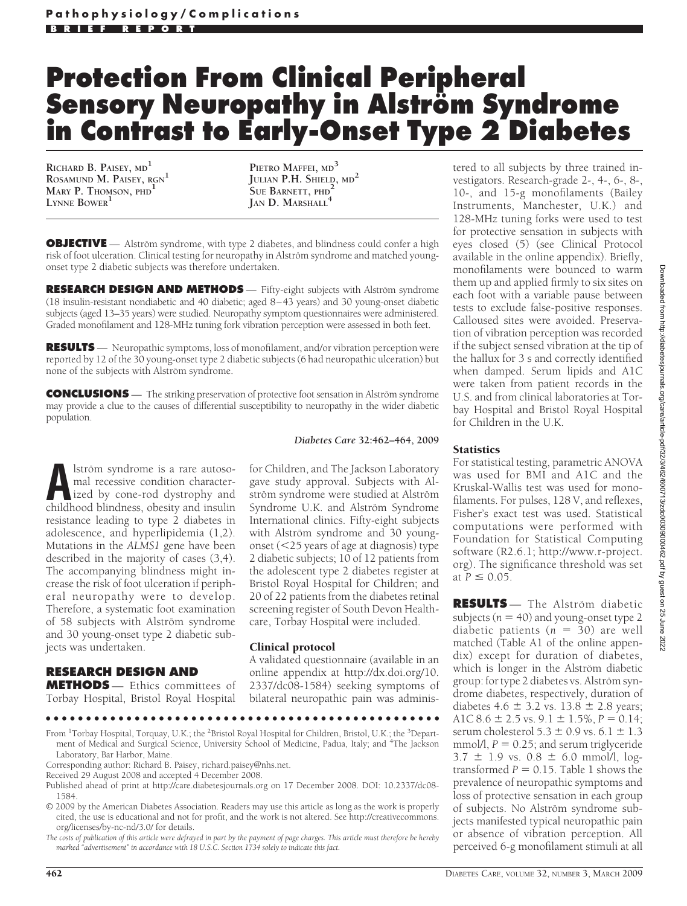**Pathophysiology/Complications**

**BRIEF REPORT**

# Protection From Clinical Peripheral Sensory Neuropathy in Alström Syndrome in Contrast to Early-Onset Type 2 Diabetes

Richard B. Paisey, MD[1]
Rosamund M. Paisey, RGN[1]
Mary P. Thomson, PhD[1]
Lynne Bower[1]
Pietro Maffei, MD[3]
Julian P.H. Shield, MD[2]
Sue Barnett, PhD[2]
Jan D. Marshall[4]

**OBJECTIVE** — Alström syndrome, with type 2 diabetes, and blindness could confer a high risk of foot ulceration. Clinical testing for neuropathy in Alström syndrome and matched young-onset type 2 diabetic subjects was therefore undertaken.

**RESEARCH DESIGN AND METHODS** — Fifty-eight subjects with Alström syndrome (18 insulin-resistant nondiabetic and 40 diabetic; aged 8–43 years) and 30 young-onset diabetic subjects (aged 13–35 years) were studied. Neuropathy symptom questionnaires were administered. Graded monofilament and 128-MHz tuning fork vibration perception were assessed in both feet.

**RESULTS** — Neuropathic symptoms, loss of monofilament, and/or vibration perception were reported by 12 of the 30 young-onset type 2 diabetic subjects (6 had neuropathic ulceration) but none of the subjects with Alström syndrome.

**CONCLUSIONS** — The striking preservation of protective foot sensation in Alström syndrome may provide a clue to the causes of differential susceptibility to neuropathy in the wider diabetic population.

*Diabetes Care* **32**:462–464, 2009

Alström syndrome is a rare autosomal recessive condition characterized by cone-rod dystrophy and childhood blindness, obesity and insulin resistance leading to type 2 diabetes in adolescence, and hyperlipidemia (1,2). Mutations in the *ALMS1* gene have been described in the majority of cases (3,4). The accompanying blindness might increase the risk of foot ulceration if peripheral neuropathy were to develop. Therefore, a systematic foot examination of 58 subjects with Alström syndrome and 30 young-onset type 2 diabetic subjects was undertaken.

## RESEARCH DESIGN AND METHODS

Ethics committees of Torbay Hospital, Bristol Royal Hospital for Children, and The Jackson Laboratory gave study approval. Subjects with Alström syndrome were studied at Alström Syndrome U.K. and Alström Syndrome International clinics. Fifty-eight subjects with Alström syndrome and 30 young-onset (<25 years of age at diagnosis) type 2 diabetic subjects; 10 of 12 patients from the adolescent type 2 diabetes register at Bristol Royal Hospital for Children; and 20 of 22 patients from the diabetes retinal screening register of South Devon Healthcare, Torbay Hospital were included.

### Clinical protocol

A validated questionnaire (available in an online appendix at http://dx.doi.org/10.2337/dc08-1584) seeking symptoms of bilateral neuropathic pain was administered to all subjects by three trained investigators. Research-grade 2-, 4-, 6-, 8-, 10-, and 15-g monofilaments (Bailey Instruments, Manchester, U.K.) and 128-MHz tuning forks were used to test for protective sensation in subjects with eyes closed (5) (see Clinical Protocol available in the online appendix). Briefly, monofilaments were bounced to warm them up and applied firmly to six sites on each foot with a variable pause between tests to exclude false-positive responses. Calloused sites were avoided. Preservation of vibration perception was recorded if the subject sensed vibration at the tip of the hallux for 3 s and correctly identified when damped. Serum lipids and A1C were taken from patient records in the U.S. and from clinical laboratories at Torbay Hospital and Bristol Royal Hospital for Children in the U.K.

### Statistics

For statistical testing, parametric ANOVA was used for BMI and A1C and the Kruskal-Wallis test was used for monofilaments. For pulses, 128 V, and reflexes, Fisher's exact test was used. Statistical computations were performed with Foundation for Statistical Computing software (R2.6.1; http://www.r-project.org). The significance threshold was set at $P \leq 0.05$.

## RESULTS

The Alström diabetic subjects ($n = 40$) and young-onset type 2 diabetic patients ($n = 30$) are well matched (Table A1 of the online appendix) except for duration of diabetes, which is longer in the Alström diabetic group: for type 2 diabetes vs. Alström syndrome diabetes, respectively, duration of diabetes $4.6 \pm 3.2$ vs. $13.8 \pm 2.8$ years; A1C $8.6 \pm 2.5$ vs. $9.1 \pm 1.5\%$, $P = 0.14$; serum cholesterol $5.3 \pm 0.9$ vs. $6.1 \pm 1.3$ mmol/l, $P = 0.25$; and serum triglyceride $3.7 \pm 1.9$ vs. $0.8 \pm 6.0$ mmol/l, log-transformed $P = 0.15$. Table 1 shows the prevalence of neuropathic symptoms and loss of protective sensation in each group of subjects. No Alström syndrome subjects manifested typical neuropathic pain or absence of vibration perception. All perceived 6-g monofilament stimuli at all

From [1]Torbay Hospital, Torquay, U.K.; the [2]Bristol Royal Hospital for Children, Bristol, U.K.; the [3]Department of Medical and Surgical Science, University School of Medicine, Padua, Italy; and [4]The Jackson Laboratory, Bar Harbor, Maine.

Corresponding author: Richard B. Paisey, richard.paisey@nhs.net.

Received 29 August 2008 and accepted 4 December 2008.

Published ahead of print at http://care.diabetesjournals.org on 17 December 2008. DOI: 10.2337/dc08-1584.

© 2009 by the American Diabetes Association. Readers may use this article as long as the work is properly cited, the use is educational and not for profit, and the work is not altered. See http://creativecommons.org/licenses/by-nc-nd/3.0/ for details.

*The costs of publication of this article were defrayed in part by the payment of page charges. This article must therefore be hereby marked "advertisement" in accordance with 18 U.S.C. Section 1734 solely to indicate this fact.*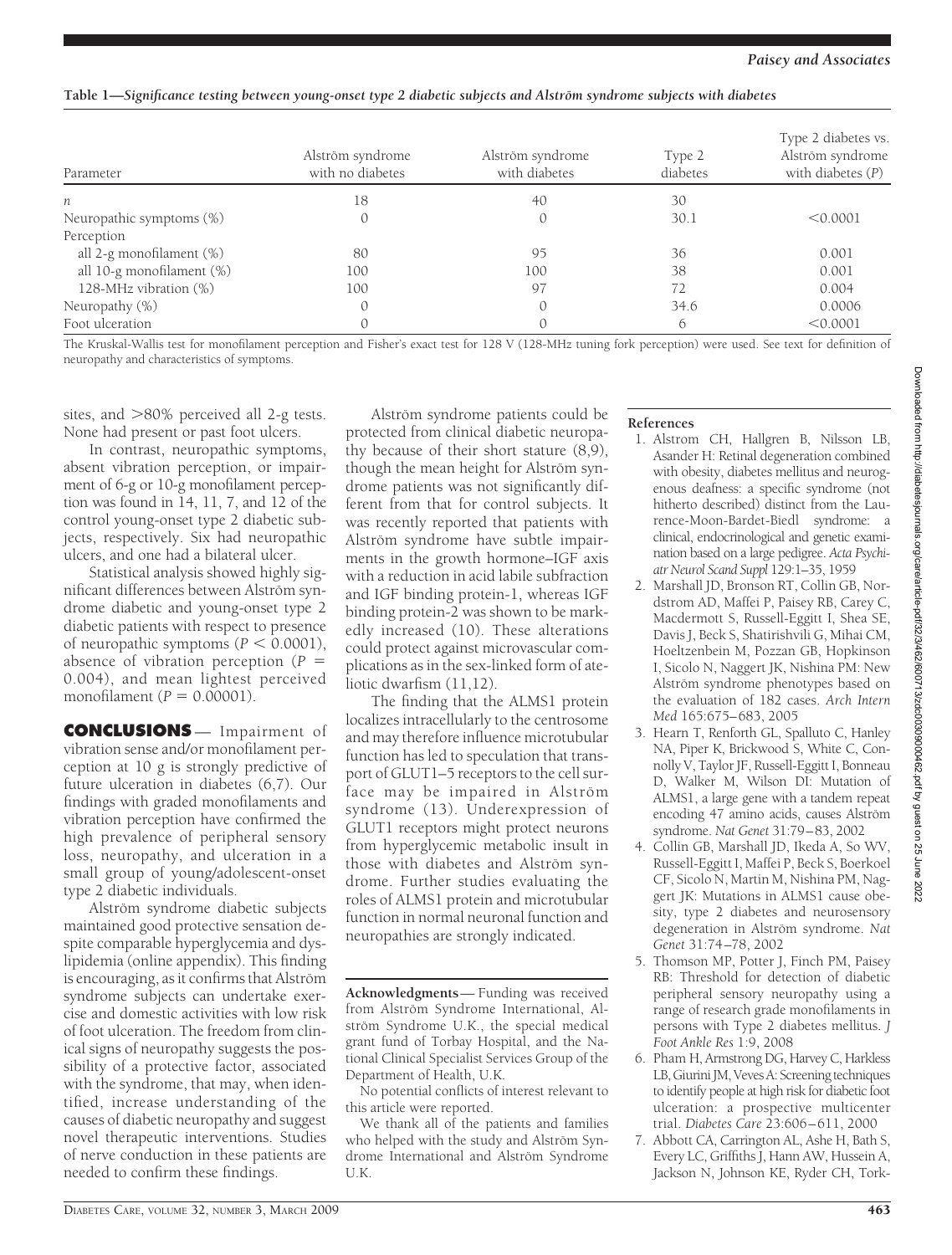**Table 1—Significance testing between young-onset type 2 diabetic subjects and Alström syndrome subjects with diabetes**

| Parameter | Alström syndrome with no diabetes | Alström syndrome with diabetes | Type 2 diabetes | Type 2 diabetes vs. Alström syndrome with diabetes (*P*) |
|---|---|---|---|---|
| *n* | 18 | 40 | 30 | |
| Neuropathic symptoms (%) | 0 | 0 | 30.1 | <0.0001 |
| Perception | | | | |
| all 2-g monofilament (%) | 80 | 95 | 36 | 0.001 |
| all 10-g monofilament (%) | 100 | 100 | 38 | 0.001 |
| 128-MHz vibration (%) | 100 | 97 | 72 | 0.004 |
| Neuropathy (%) | 0 | 0 | 34.6 | 0.0006 |
| Foot ulceration | 0 | 0 | 6 | <0.0001 |

The Kruskal-Wallis test for monofilament perception and Fisher's exact test for 128 V (128-MHz tuning fork perception) were used. See text for definition of neuropathy and characteristics of symptoms.

sites, and >80% perceived all 2-g tests. None had present or past foot ulcers.

In contrast, neuropathic symptoms, absent vibration perception, or impairment of 6-g or 10-g monofilament perception was found in 14, 11, 7, and 12 of the control young-onset type 2 diabetic subjects, respectively. Six had neuropathic ulcers, and one had a bilateral ulcer.

Statistical analysis showed highly significant differences between Alström syndrome diabetic and young-onset type 2 diabetic patients with respect to presence of neuropathic symptoms ($P < 0.0001$), absence of vibration perception ($P = 0.004$), and mean lightest perceived monofilament ($P = 0.00001$).

## CONCLUSIONS

Impairment of vibration sense and/or monofilament perception at 10 g is strongly predictive of future ulceration in diabetes (6,7). Our findings with graded monofilaments and vibration perception have confirmed the high prevalence of peripheral sensory loss, neuropathy, and ulceration in a small group of young/adolescent-onset type 2 diabetic individuals.

Alström syndrome diabetic subjects maintained good protective sensation despite comparable hyperglycemia and dyslipidemia (online appendix). This finding is encouraging, as it confirms that Alström syndrome subjects can undertake exercise and domestic activities with low risk of foot ulceration. The freedom from clinical signs of neuropathy suggests the possibility of a protective factor, associated with the syndrome, that may, when identified, increase understanding of the causes of diabetic neuropathy and suggest novel therapeutic interventions. Studies of nerve conduction in these patients are needed to confirm these findings.

Alström syndrome patients could be protected from clinical diabetic neuropathy because of their short stature (8,9), though the mean height for Alström syndrome patients was not significantly different from that for control subjects. It was recently reported that patients with Alström syndrome have subtle impairments in the growth hormone–IGF axis with a reduction in acid labile subfraction and IGF binding protein-1, whereas IGF binding protein-2 was shown to be markedly increased (10). These alterations could protect against microvascular complications as in the sex-linked form of ateliotic dwarfism (11,12).

The finding that the ALMS1 protein localizes intracellularly to the centrosome and may therefore influence microtubular function has led to speculation that transport of GLUT1–5 receptors to the cell surface may be impaired in Alström syndrome (13). Underexpression of GLUT1 receptors might protect neurons from hyperglycemic metabolic insult in those with diabetes and Alström syndrome. Further studies evaluating the roles of ALMS1 protein and microtubular function in normal neuronal function and neuropathies are strongly indicated.

**Acknowledgments**— Funding was received from Alström Syndrome International, Alström Syndrome U.K., the special medical grant fund of Torbay Hospital, and the National Clinical Specialist Services Group of the Department of Health, U.K.

No potential conflicts of interest relevant to this article were reported.

We thank all of the patients and families who helped with the study and Alström Syndrome International and Alström Syndrome U.K.

## References

1. Alstrom CH, Hallgren B, Nilsson LB, Asander H: Retinal degeneration combined with obesity, diabetes mellitus and neurogenous deafness: a specific syndrome (not hitherto described) distinct from the Laurence-Moon-Bardet-Biedl syndrome: a clinical, endocrinological and genetic examination based on a large pedigree. *Acta Psychiatr Neurol Scand Suppl* 129:1–35, 1959
2. Marshall JD, Bronson RT, Collin GB, Nordstrom AD, Maffei P, Paisey RB, Carey C, Macdermott S, Russell-Eggitt I, Shea SE, Davis J, Beck S, Shatirishvili G, Mihai CM, Hoeltzenbein M, Pozzan GB, Hopkinson I, Sicolo N, Naggert JK, Nishina PM: New Alström syndrome phenotypes based on the evaluation of 182 cases. *Arch Intern Med* 165:675–683, 2005
3. Hearn T, Renforth GL, Spalluto C, Hanley NA, Piper K, Brickwood S, White C, Connolly V, Taylor JF, Russell-Eggitt I, Bonneau D, Walker M, Wilson DI: Mutation of ALMS1, a large gene with a tandem repeat encoding 47 amino acids, causes Alström syndrome. *Nat Genet* 31:79–83, 2002
4. Collin GB, Marshall JD, Ikeda A, So WV, Russell-Eggitt I, Maffei P, Beck S, Boerkoel CF, Sicolo N, Martin M, Nishina PM, Naggert JK: Mutations in ALMS1 cause obesity, type 2 diabetes and neurosensory degeneration in Alström syndrome. *Nat Genet* 31:74–78, 2002
5. Thomson MP, Potter J, Finch PM, Paisey RB: Threshold for detection of diabetic peripheral sensory neuropathy using a range of research grade monofilaments in persons with Type 2 diabetes mellitus. *J Foot Ankle Res* 1:9, 2008
6. Pham H, Armstrong DG, Harvey C, Harkless LB, Giurini JM, Veves A: Screening techniques to identify people at high risk for diabetic foot ulceration: a prospective multicenter trial. *Diabetes Care* 23:606–611, 2000
7. Abbott CA, Carrington AL, Ashe H, Bath S, Every LC, Griffiths J, Hann AW, Hussein A, Jackson N, Johnson KE, Ryder CH, Tork-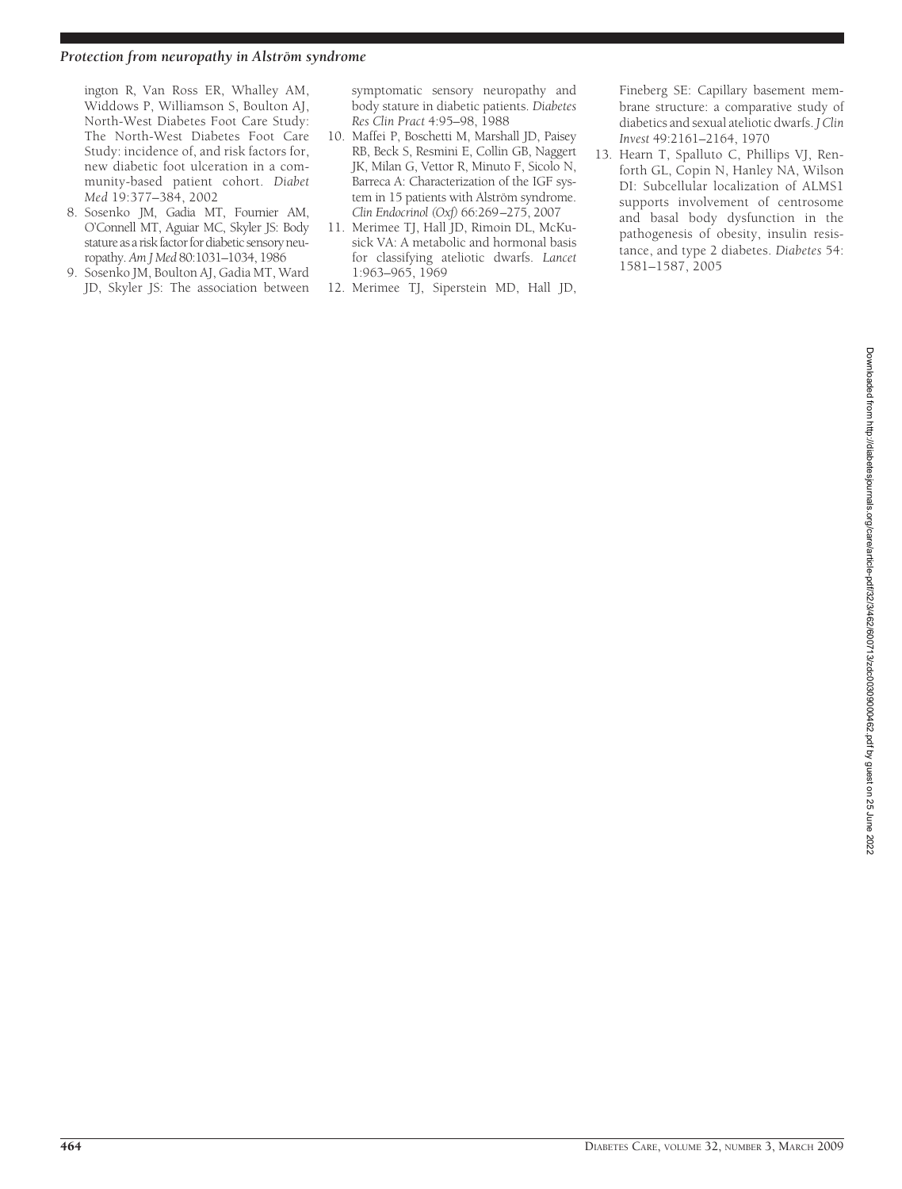ington R, Van Ross ER, Whalley AM, Widdows P, Williamson S, Boulton AJ, North-West Diabetes Foot Care Study: The North-West Diabetes Foot Care Study: incidence of, and risk factors for, new diabetic foot ulceration in a community-based patient cohort. *Diabet Med* 19:377–384, 2002

8. Sosenko JM, Gadia MT, Fournier AM, O'Connell MT, Aguiar MC, Skyler JS: Body stature as a risk factor for diabetic sensory neuropathy. *Am J Med* 80:1031–1034, 1986
9. Sosenko JM, Boulton AJ, Gadia MT, Ward JD, Skyler JS: The association between symptomatic sensory neuropathy and body stature in diabetic patients. *Diabetes Res Clin Pract* 4:95–98, 1988
10. Maffei P, Boschetti M, Marshall JD, Paisey RB, Beck S, Resmini E, Collin GB, Naggert JK, Milan G, Vettor R, Minuto F, Sicolo N, Barreca A: Characterization of the IGF system in 15 patients with Alström syndrome. *Clin Endocrinol (Oxf)* 66:269–275, 2007
11. Merimee TJ, Hall JD, Rimoin DL, McKusick VA: A metabolic and hormonal basis for classifying ateliotic dwarfs. *Lancet* 1:963–965, 1969
12. Merimee TJ, Siperstein MD, Hall JD, Fineberg SE: Capillary basement membrane structure: a comparative study of diabetics and sexual ateliotic dwarfs. *J Clin Invest* 49:2161–2164, 1970
13. Hearn T, Spalluto C, Phillips VJ, Renforth GL, Copin N, Hanley NA, Wilson DI: Subcellular localization of ALMS1 supports involvement of centrosome and basal body dysfunction in the pathogenesis of obesity, insulin resistance, and type 2 diabetes. *Diabetes* 54: 1581–1587, 2005